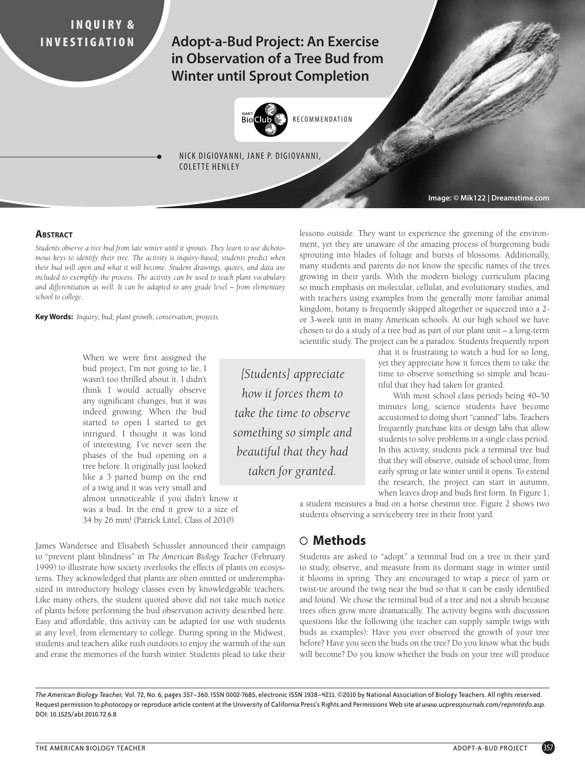INQUIRY & INVESTIGATION

# Adopt-a-Bud Project: An Exercise in Observation of a Tree Bud from Winter until Sprout Completion

NABT BioClub RECOMMENDATION

NICK DIGIOVANNI, JANE P. DIGIOVANNI, COLETTE HENLEY

Image: © Mik122 | Dreamstime.com

## Abstract

*Students observe a tree bud from late winter until it sprouts. They learn to use dichotomous keys to identify their tree. The activity is inquiry-based; students predict when their bud will open and what it will become. Student drawings, quotes, and data are included to exemplify the process. The activity can be used to teach plant vocabulary and differentiation as well. It can be adapted to any grade level – from elementary school to college.*

**Key Words:** *Inquiry; bud; plant growth; conservation; projects.*

> When we were first assigned the bud project, I'm not going to lie, I wasn't too thrilled about it. I didn't think I would actually observe any significant changes, but it was indeed growing. When the bud started to open I started to get intrigued. I thought it was kind of interesting. I've never seen the phases of the bud opening on a tree before. It originally just looked like a 3 parted bump on the end of a twig and it was very small and almost unnoticeable if you didn't know it was a bud. In the end it grew to a size of 34 by 26 mm! (Patrick Littel, Class of 2010)

James Wandersee and Elisabeth Schussler announced their campaign to "prevent plant blindness" in *The American Biology Teacher* (February 1999) to illustrate how society overlooks the effects of plants on ecosystems. They acknowledged that plants are often omitted or underemphasized in introductory biology classes even by knowledgeable teachers. Like many others, the student quoted above did not take much notice of plants before performing the bud observation activity described here. Easy and affordable, this activity can be adapted for use with students at any level, from elementary to college. During spring in the Midwest, students and teachers alike rush outdoors to enjoy the warmth of the sun and erase the memories of the harsh winter. Students plead to take their lessons outside. They want to experience the greening of the environment, yet they are unaware of the amazing process of burgeoning buds sprouting into blades of foliage and bursts of blossoms. Additionally, many students and parents do not know the specific names of the trees growing in their yards. With the modern biology curriculum placing so much emphasis on molecular, cellular, and evolutionary studies, and with teachers using examples from the generally more familiar animal kingdom, botany is frequently skipped altogether or squeezed into a 2- or 3-week unit in many American schools. At our high school we have chosen to do a study of a tree bud as part of our plant unit – a long-term scientific study. The project can be a paradox. Students frequently report that it is frustrating to watch a bud for so long, yet they appreciate how it forces them to take the time to observe something so simple and beautiful that they had taken for granted.

> *[Students] appreciate how it forces them to take the time to observe something so simple and beautiful that they had taken for granted.*

With most school class periods being 40–50 minutes long, science students have become accustomed to doing short "canned" labs. Teachers frequently purchase kits or design labs that allow students to solve problems in a single class period. In this activity, students pick a terminal tree bud that they will observe, outside of school time, from early spring or late winter until it opens. To extend the research, the project can start in autumn, when leaves drop and buds first form. In Figure 1, a student measures a bud on a horse chestnut tree. Figure 2 shows two students observing a serviceberry tree in their front yard.

## Methods

Students are asked to "adopt" a terminal bud on a tree in their yard to study, observe, and measure from its dormant stage in winter until it blooms in spring. They are encouraged to wrap a piece of yarn or twist-tie around the twig near the bud so that it can be easily identified and found. We chose the terminal bud of a tree and not a shrub because trees often grow more dramatically. The activity begins with discussion questions like the following (the teacher can supply sample twigs with buds as examples): Have you ever observed the growth of your tree before? Have you seen the buds on the tree? Do you know what the buds will become? Do you know whether the buds on your tree will produce

*The American Biology Teacher,* Vol. 72, No. 6, pages 357–360. ISSN 0002-7685, electronic ISSN 1938–4211. ©2010 by National Association of Biology Teachers. All rights reserved. Request permission to photocopy or reproduce article content at the University of California Press's Rights and Permissions Web site at *www.ucpressjournals.com/reprintinfo.asp.* DOI: 10.1525/abt.2010.72.6.8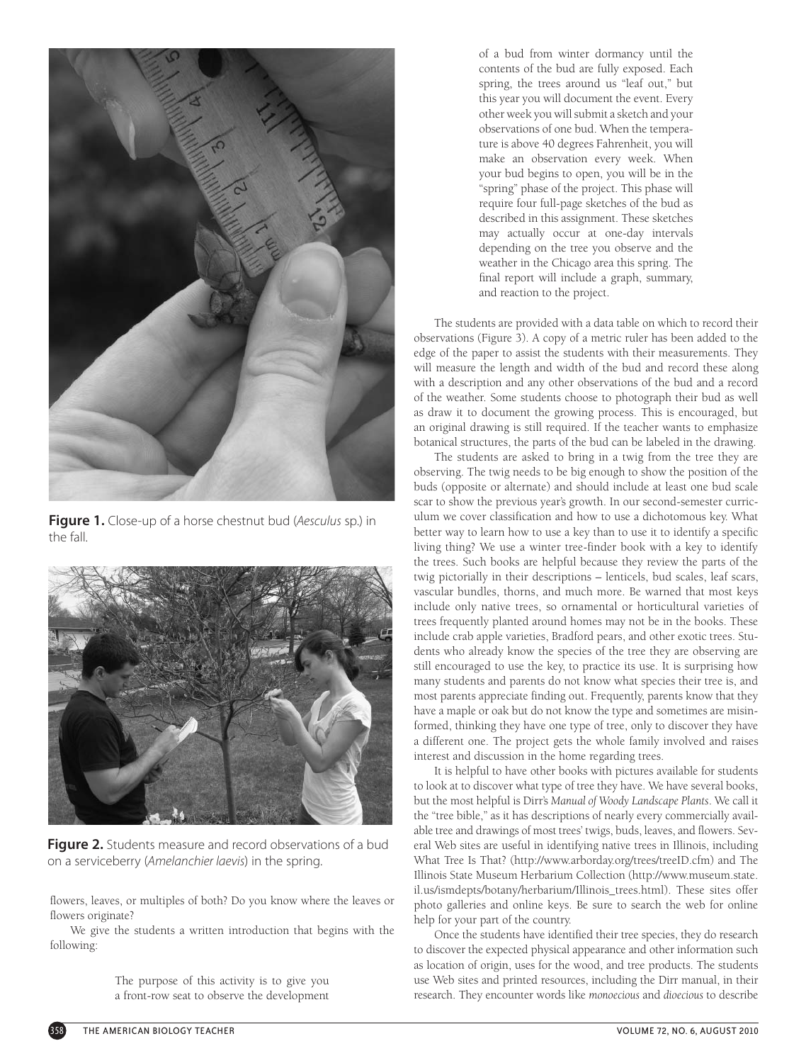**Figure 1.** Close-up of a horse chestnut bud (*Aesculus* sp.) in the fall.

**Figure 2.** Students measure and record observations of a bud on a serviceberry (*Amelanchier laevis*) in the spring.

flowers, leaves, or multiples of both? Do you know where the leaves or flowers originate?

We give the students a written introduction that begins with the following:

> The purpose of this activity is to give you a front-row seat to observe the development of a bud from winter dormancy until the contents of the bud are fully exposed. Each spring, the trees around us "leaf out," but this year you will document the event. Every other week you will submit a sketch and your observations of one bud. When the temperature is above 40 degrees Fahrenheit, you will make an observation every week. When your bud begins to open, you will be in the "spring" phase of the project. This phase will require four full-page sketches of the bud as described in this assignment. These sketches may actually occur at one-day intervals depending on the tree you observe and the weather in the Chicago area this spring. The final report will include a graph, summary, and reaction to the project.

The students are provided with a data table on which to record their observations (Figure 3). A copy of a metric ruler has been added to the edge of the paper to assist the students with their measurements. They will measure the length and width of the bud and record these along with a description and any other observations of the bud and a record of the weather. Some students choose to photograph their bud as well as draw it to document the growing process. This is encouraged, but an original drawing is still required. If the teacher wants to emphasize botanical structures, the parts of the bud can be labeled in the drawing.

The students are asked to bring in a twig from the tree they are observing. The twig needs to be big enough to show the position of the buds (opposite or alternate) and should include at least one bud scale scar to show the previous year's growth. In our second-semester curriculum we cover classification and how to use a dichotomous key. What better way to learn how to use a key than to use it to identify a specific living thing? We use a winter tree-finder book with a key to identify the trees. Such books are helpful because they review the parts of the twig pictorially in their descriptions – lenticels, bud scales, leaf scars, vascular bundles, thorns, and much more. Be warned that most keys include only native trees, so ornamental or horticultural varieties of trees frequently planted around homes may not be in the books. These include crab apple varieties, Bradford pears, and other exotic trees. Students who already know the species of the tree they are observing are still encouraged to use the key, to practice its use. It is surprising how many students and parents do not know what species their tree is, and most parents appreciate finding out. Frequently, parents know that they have a maple or oak but do not know the type and sometimes are misinformed, thinking they have one type of tree, only to discover they have a different one. The project gets the whole family involved and raises interest and discussion in the home regarding trees.

It is helpful to have other books with pictures available for students to look at to discover what type of tree they have. We have several books, but the most helpful is Dirr's *Manual of Woody Landscape Plants*. We call it the "tree bible," as it has descriptions of nearly every commercially available tree and drawings of most trees' twigs, buds, leaves, and flowers. Several Web sites are useful in identifying native trees in Illinois, including What Tree Is That? (http://www.arborday.org/trees/treeID.cfm) and The Illinois State Museum Herbarium Collection (http://www.museum.state.il.us/ismdepts/botany/herbarium/Illinois_trees.html). These sites offer photo galleries and online keys. Be sure to search the web for online help for your part of the country.

Once the students have identified their tree species, they do research to discover the expected physical appearance and other information such as location of origin, uses for the wood, and tree products. The students use Web sites and printed resources, including the Dirr manual, in their research. They encounter words like *monoecious* and *dioecious* to describe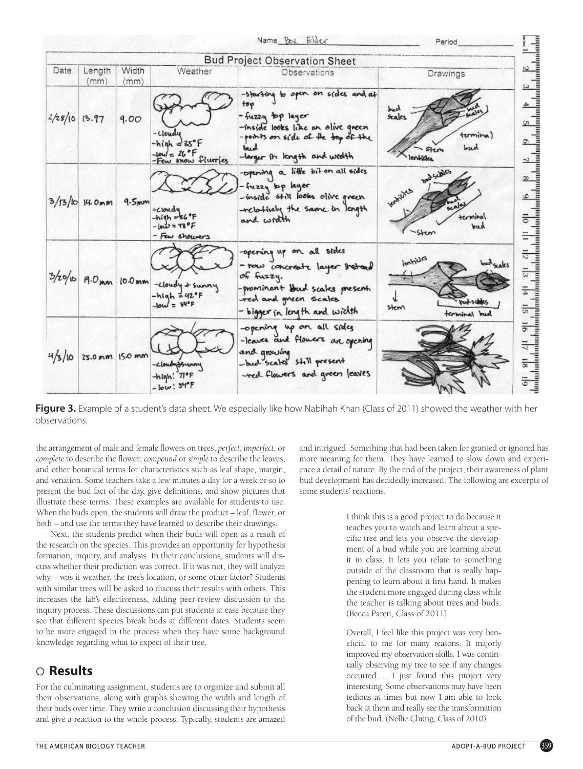Name Box Elder Period ________

**Bud Project Observation Sheet**

| Date | Length (mm) | Width (mm) | Weather | Observations | Drawings |
|---|---|---|---|---|---|
| 2/28/10 | 13.97 | 9.00 | -cloudy -high = 35°F -low = 26°F -Few snow flurries | -starting to open on sides and at top -fuzzy top layer -inside looks like an olive green -points on side of the top of the bud -larger in length and width | bud scales, bud scales, terminal bud, stem, lenticles |
| 3/13/10 | 14.0mm | 9.5mm | -cloudy -high = 56°F -low = 48°F - Few showers | -opening a little bit on all sides -fuzzy top layer -inside still looks olive green -relatively the same in length and width | bud scales, lenticles, bud scales, terminal bud, stem |
| 3/20/10 | 19.0mm | 10.0mm | -cloudy + sunny -high = 42°F -low = 34°F | -opening up on all sides -now concreate layer instead of fuzzy. -prominent bud scales present -red and green scales - bigger in length and width | lenticles, bud scales, stem, bud scales, terminal bud |
| 4/3/10 | 25.0 mm | 15.0 mm | -cloudy/sunny -high: 71°F -low: 54°F | -opening up on all sides -leaves and flowers are opening and growing -bud scales still present -red flowers and green leaves | |

**Figure 3.** Example of a student's data sheet. We especially like how Nabihah Khan (Class of 2011) showed the weather with her observations.

the arrangement of male and female flowers on trees; *perfect*, *imperfect*, or *complete* to describe the flower; *compound* or *simple* to describe the leaves; and other botanical terms for characteristics such as leaf shape, margin, and venation. Some teachers take a few minutes a day for a week or so to present the bud fact of the day, give definitions, and show pictures that illustrate these terms. These examples are available for students to use. When the buds open, the students will draw the product – leaf, flower, or both – and use the terms they have learned to describe their drawings.

Next, the students predict when their buds will open as a result of the research on the species. This provides an opportunity for hypothesis formation, inquiry, and analysis. In their conclusions, students will discuss whether their prediction was correct. If it was not, they will analyze why – was it weather, the tree's location, or some other factor? Students with similar trees will be asked to discuss their results with others. This increases the lab's effectiveness, adding peer-review discussion to the inquiry process. These discussions can put students at ease because they see that different species break buds at different dates. Students seem to be more engaged in the process when they have some background knowledge regarding what to expect of their tree.

## ○ Results

For the culminating assignment, students are to organize and submit all their observations, along with graphs showing the width and length of their buds over time. They write a conclusion discussing their hypothesis and give a reaction to the whole process. Typically, students are amazed and intrigued. Something that had been taken for granted or ignored has more meaning for them. They have learned to slow down and experience a detail of nature. By the end of the project, their awareness of plant bud development has decidedly increased. The following are excerpts of some students' reactions.

> I think this is a good project to do because it teaches you to watch and learn about a specific tree and lets you observe the development of a bud while you are learning about it in class. It lets you relate to something outside of the classroom that is really happening to learn about it first hand. It makes the student more engaged during class while the teacher is talking about trees and buds. (Becca Paren, Class of 2011)

> Overall, I feel like this project was very beneficial to me for many reasons. It majorly improved my observation skills. I was continually observing my tree to see if any changes occurred…. I just found this project very interesting. Some observations may have been tedious at times but now I am able to look back at them and really see the transformation of the bud. (Nellie Chung, Class of 2010)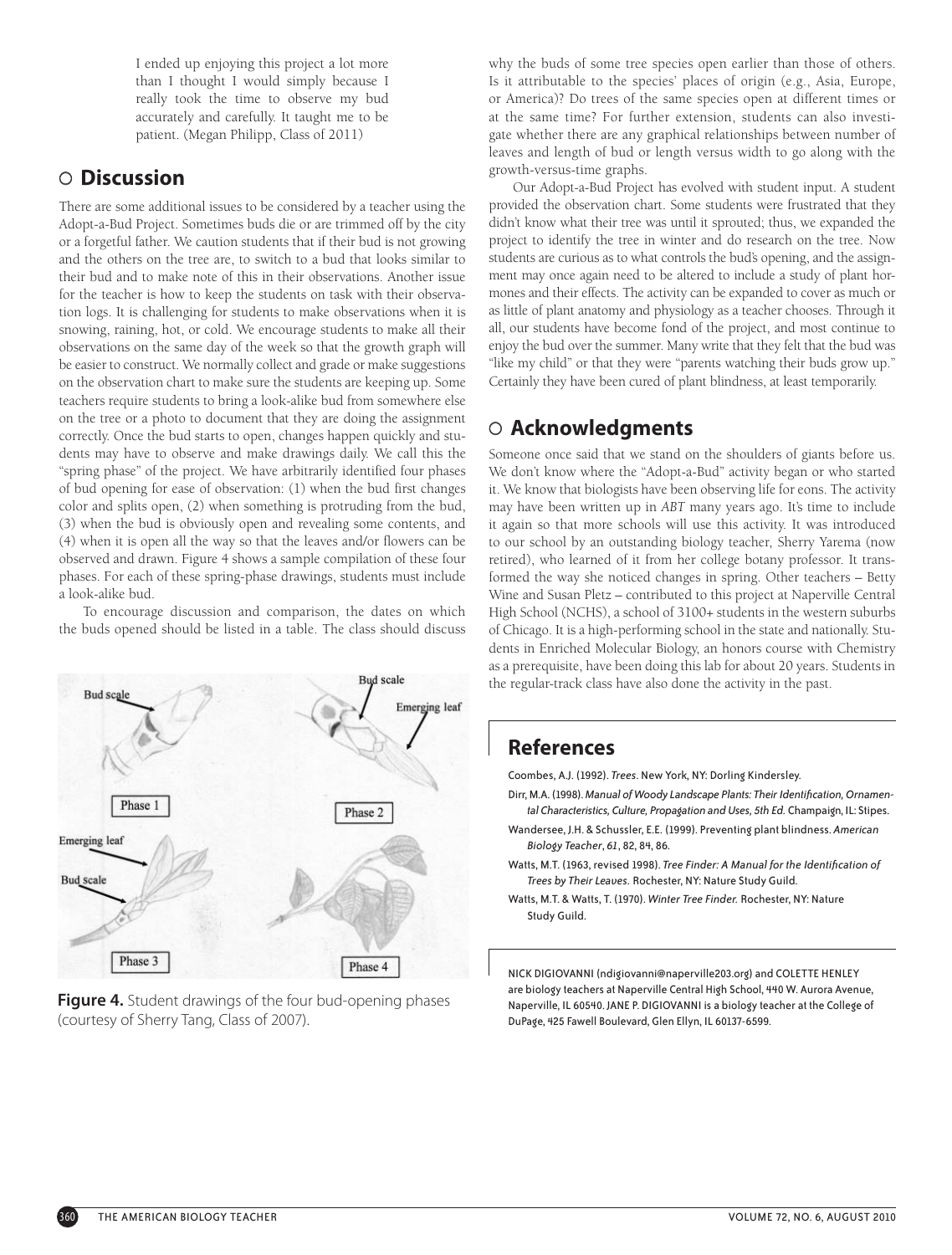I ended up enjoying this project a lot more than I thought I would simply because I really took the time to observe my bud accurately and carefully. It taught me to be patient. (Megan Philipp, Class of 2011)

## ○ Discussion

There are some additional issues to be considered by a teacher using the Adopt-a-Bud Project. Sometimes buds die or are trimmed off by the city or a forgetful father. We caution students that if their bud is not growing and the others on the tree are, to switch to a bud that looks similar to their bud and to make note of this in their observations. Another issue for the teacher is how to keep the students on task with their observation logs. It is challenging for students to make observations when it is snowing, raining, hot, or cold. We encourage students to make all their observations on the same day of the week so that the growth graph will be easier to construct. We normally collect and grade or make suggestions on the observation chart to make sure the students are keeping up. Some teachers require students to bring a look-alike bud from somewhere else on the tree or a photo to document that they are doing the assignment correctly. Once the bud starts to open, changes happen quickly and students may have to observe and make drawings daily. We call this the "spring phase" of the project. We have arbitrarily identified four phases of bud opening for ease of observation: (1) when the bud first changes color and splits open, (2) when something is protruding from the bud, (3) when the bud is obviously open and revealing some contents, and (4) when it is open all the way so that the leaves and/or flowers can be observed and drawn. Figure 4 shows a sample compilation of these four phases. For each of these spring-phase drawings, students must include a look-alike bud.

To encourage discussion and comparison, the dates on which the buds opened should be listed in a table. The class should discuss why the buds of some tree species open earlier than those of others. Is it attributable to the species' places of origin (e.g., Asia, Europe, or America)? Do trees of the same species open at different times or at the same time? For further extension, students can also investigate whether there are any graphical relationships between number of leaves and length of bud or length versus width to go along with the growth-versus-time graphs.

Bud scale
Bud scale
Emerging leaf
Phase 1
Phase 2
Emerging leaf
Bud scale
Phase 3
Phase 4

**Figure 4.** Student drawings of the four bud-opening phases (courtesy of Sherry Tang, Class of 2007).

Our Adopt-a-Bud Project has evolved with student input. A student provided the observation chart. Some students were frustrated that they didn't know what their tree was until it sprouted; thus, we expanded the project to identify the tree in winter and do research on the tree. Now students are curious as to what controls the bud's opening, and the assignment may once again need to be altered to include a study of plant hormones and their effects. The activity can be expanded to cover as much or as little of plant anatomy and physiology as a teacher chooses. Through it all, our students have become fond of the project, and most continue to enjoy the bud over the summer. Many write that they felt that the bud was "like my child" or that they were "parents watching their buds grow up." Certainly they have been cured of plant blindness, at least temporarily.

## ○ Acknowledgments

Someone once said that we stand on the shoulders of giants before us. We don't know where the "Adopt-a-Bud" activity began or who started it. We know that biologists have been observing life for eons. The activity may have been written up in *ABT* many years ago. It's time to include it again so that more schools will use this activity. It was introduced to our school by an outstanding biology teacher, Sherry Yarema (now retired), who learned of it from her college botany professor. It transformed the way she noticed changes in spring. Other teachers – Betty Wine and Susan Pletz – contributed to this project at Naperville Central High School (NCHS), a school of 3100+ students in the western suburbs of Chicago. It is a high-performing school in the state and nationally. Students in Enriched Molecular Biology, an honors course with Chemistry as a prerequisite, have been doing this lab for about 20 years. Students in the regular-track class have also done the activity in the past.

## References

Coombes, A.J. (1992). *Trees*. New York, NY: Dorling Kindersley.

Dirr, M.A. (1998). *Manual of Woody Landscape Plants: Their Identification, Ornamental Characteristics, Culture, Propagation and Uses, 5th Ed.* Champaign, IL: Stipes.

Wandersee, J.H. & Schussler, E.E. (1999). Preventing plant blindness. *American Biology Teacher*, *61*, 82, 84, 86.

Watts, M.T. (1963, revised 1998). *Tree Finder: A Manual for the Identification of Trees by Their Leaves.* Rochester, NY: Nature Study Guild.

Watts, M.T. & Watts, T. (1970). *Winter Tree Finder.* Rochester, NY: Nature Study Guild.

NICK DIGIOVANNI (ndigiovanni@naperville203.org) and COLETTE HENLEY are biology teachers at Naperville Central High School, 440 W. Aurora Avenue, Naperville, IL 60540. JANE P. DIGIOVANNI is a biology teacher at the College of DuPage, 425 Fawell Boulevard, Glen Ellyn, IL 60137-6599.